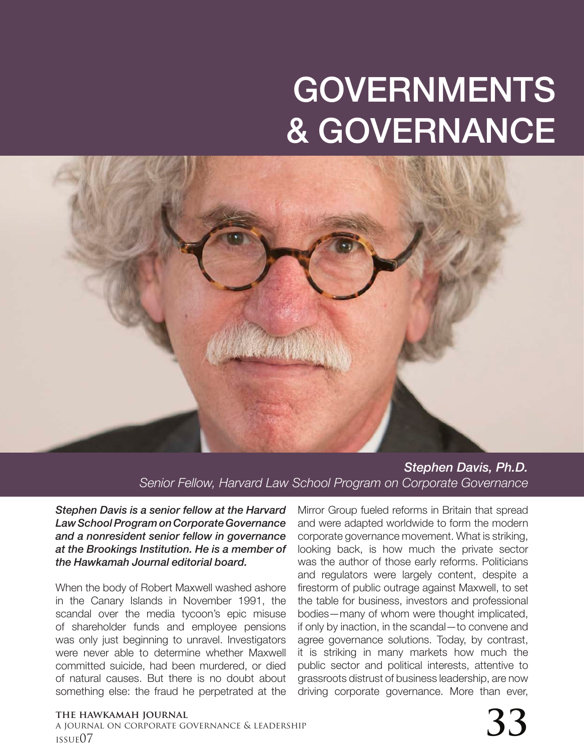# GOVERNMENTS & GOVERNANCE

***Stephen Davis, Ph.D.***
*Senior Fellow, Harvard Law School Program on Corporate Governance*

***Stephen Davis is a senior fellow at the Harvard Law School Program on Corporate Governance and a nonresident senior fellow in governance at the Brookings Institution. He is a member of the Hawkamah Journal editorial board.***

When the body of Robert Maxwell washed ashore in the Canary Islands in November 1991, the scandal over the media tycoon's epic misuse of shareholder funds and employee pensions was only just beginning to unravel. Investigators were never able to determine whether Maxwell committed suicide, had been murdered, or died of natural causes. But there is no doubt about something else: the fraud he perpetrated at the Mirror Group fueled reforms in Britain that spread and were adapted worldwide to form the modern corporate governance movement. What is striking, looking back, is how much the private sector was the author of those early reforms. Politicians and regulators were largely content, despite a firestorm of public outrage against Maxwell, to set the table for business, investors and professional bodies—many of whom were thought implicated, if only by inaction, in the scandal—to convene and agree governance solutions. Today, by contrast, it is striking in many markets how much the public sector and political interests, attentive to grassroots distrust of business leadership, are now driving corporate governance. More than ever,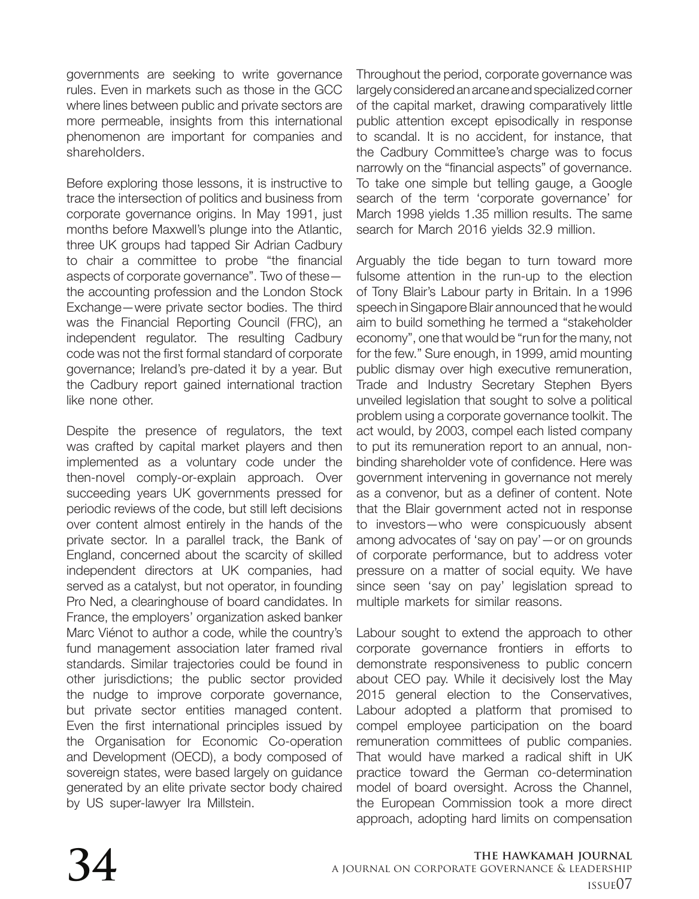governments are seeking to write governance rules. Even in markets such as those in the GCC where lines between public and private sectors are more permeable, insights from this international phenomenon are important for companies and shareholders.

Before exploring those lessons, it is instructive to trace the intersection of politics and business from corporate governance origins. In May 1991, just months before Maxwell's plunge into the Atlantic, three UK groups had tapped Sir Adrian Cadbury to chair a committee to probe "the financial aspects of corporate governance". Two of these—the accounting profession and the London Stock Exchange—were private sector bodies. The third was the Financial Reporting Council (FRC), an independent regulator. The resulting Cadbury code was not the first formal standard of corporate governance; Ireland's pre-dated it by a year. But the Cadbury report gained international traction like none other.

Despite the presence of regulators, the text was crafted by capital market players and then implemented as a voluntary code under the then-novel comply-or-explain approach. Over succeeding years UK governments pressed for periodic reviews of the code, but still left decisions over content almost entirely in the hands of the private sector. In a parallel track, the Bank of England, concerned about the scarcity of skilled independent directors at UK companies, had served as a catalyst, but not operator, in founding Pro Ned, a clearinghouse of board candidates. In France, the employers' organization asked banker Marc Viénot to author a code, while the country's fund management association later framed rival standards. Similar trajectories could be found in other jurisdictions; the public sector provided the nudge to improve corporate governance, but private sector entities managed content. Even the first international principles issued by the Organisation for Economic Co-operation and Development (OECD), a body composed of sovereign states, were based largely on guidance generated by an elite private sector body chaired by US super-lawyer Ira Millstein.

Throughout the period, corporate governance was largely considered an arcane and specialized corner of the capital market, drawing comparatively little public attention except episodically in response to scandal. It is no accident, for instance, that the Cadbury Committee's charge was to focus narrowly on the "financial aspects" of governance. To take one simple but telling gauge, a Google search of the term 'corporate governance' for March 1998 yields 1.35 million results. The same search for March 2016 yields 32.9 million.

Arguably the tide began to turn toward more fulsome attention in the run-up to the election of Tony Blair's Labour party in Britain. In a 1996 speech in Singapore Blair announced that he would aim to build something he termed a "stakeholder economy", one that would be "run for the many, not for the few." Sure enough, in 1999, amid mounting public dismay over high executive remuneration, Trade and Industry Secretary Stephen Byers unveiled legislation that sought to solve a political problem using a corporate governance toolkit. The act would, by 2003, compel each listed company to put its remuneration report to an annual, non-binding shareholder vote of confidence. Here was government intervening in governance not merely as a convenor, but as a definer of content. Note that the Blair government acted not in response to investors—who were conspicuously absent among advocates of 'say on pay'—or on grounds of corporate performance, but to address voter pressure on a matter of social equity. We have since seen 'say on pay' legislation spread to multiple markets for similar reasons.

Labour sought to extend the approach to other corporate governance frontiers in efforts to demonstrate responsiveness to public concern about CEO pay. While it decisively lost the May 2015 general election to the Conservatives, Labour adopted a platform that promised to compel employee participation on the board remuneration committees of public companies. That would have marked a radical shift in UK practice toward the German co-determination model of board oversight. Across the Channel, the European Commission took a more direct approach, adopting hard limits on compensation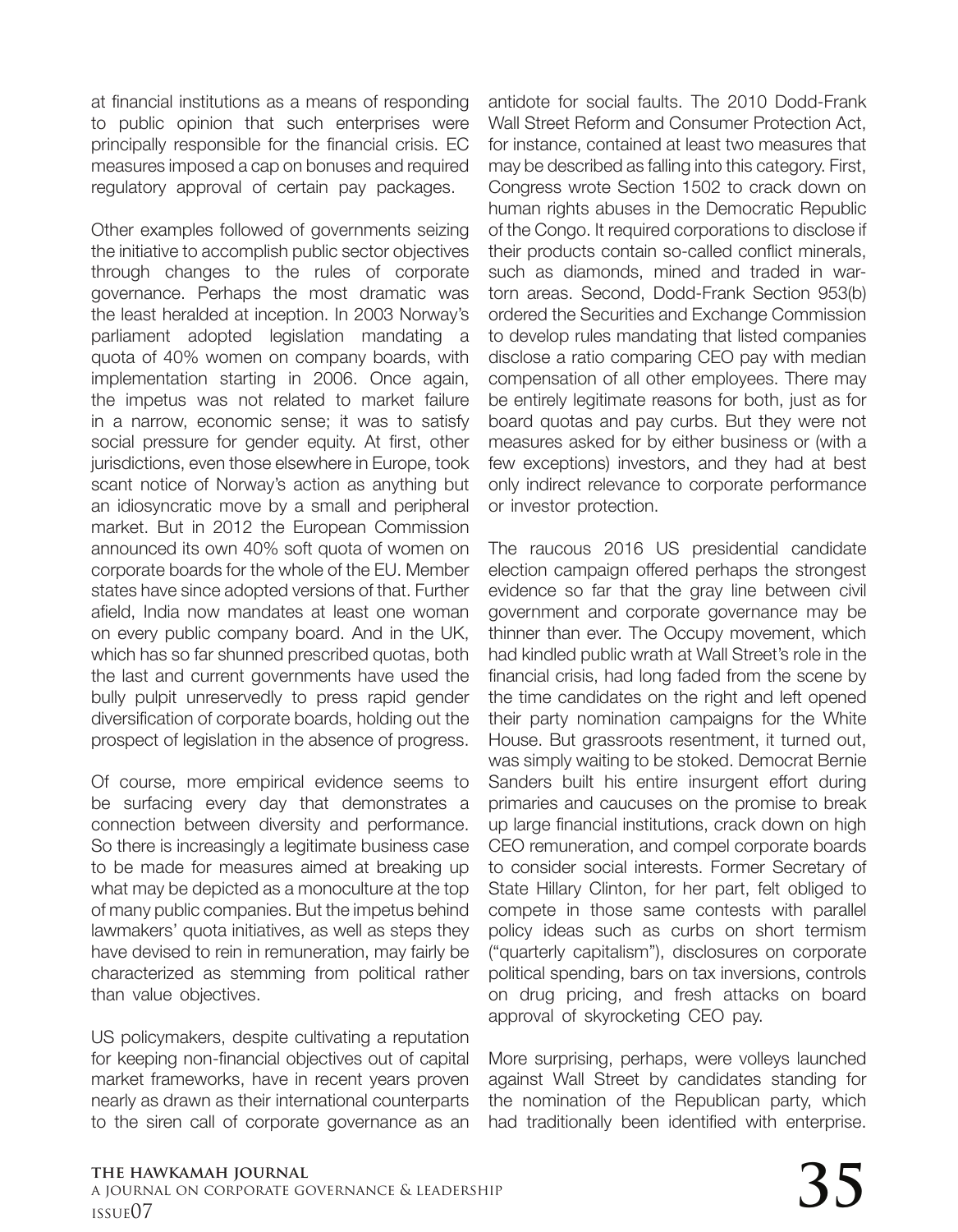at financial institutions as a means of responding to public opinion that such enterprises were principally responsible for the financial crisis. EC measures imposed a cap on bonuses and required regulatory approval of certain pay packages.

Other examples followed of governments seizing the initiative to accomplish public sector objectives through changes to the rules of corporate governance. Perhaps the most dramatic was the least heralded at inception. In 2003 Norway's parliament adopted legislation mandating a quota of 40% women on company boards, with implementation starting in 2006. Once again, the impetus was not related to market failure in a narrow, economic sense; it was to satisfy social pressure for gender equity. At first, other jurisdictions, even those elsewhere in Europe, took scant notice of Norway's action as anything but an idiosyncratic move by a small and peripheral market. But in 2012 the European Commission announced its own 40% soft quota of women on corporate boards for the whole of the EU. Member states have since adopted versions of that. Further afield, India now mandates at least one woman on every public company board. And in the UK, which has so far shunned prescribed quotas, both the last and current governments have used the bully pulpit unreservedly to press rapid gender diversification of corporate boards, holding out the prospect of legislation in the absence of progress.

Of course, more empirical evidence seems to be surfacing every day that demonstrates a connection between diversity and performance. So there is increasingly a legitimate business case to be made for measures aimed at breaking up what may be depicted as a monoculture at the top of many public companies. But the impetus behind lawmakers' quota initiatives, as well as steps they have devised to rein in remuneration, may fairly be characterized as stemming from political rather than value objectives.

US policymakers, despite cultivating a reputation for keeping non-financial objectives out of capital market frameworks, have in recent years proven nearly as drawn as their international counterparts to the siren call of corporate governance as an antidote for social faults. The 2010 Dodd-Frank Wall Street Reform and Consumer Protection Act, for instance, contained at least two measures that may be described as falling into this category. First, Congress wrote Section 1502 to crack down on human rights abuses in the Democratic Republic of the Congo. It required corporations to disclose if their products contain so-called conflict minerals, such as diamonds, mined and traded in war-torn areas. Second, Dodd-Frank Section 953(b) ordered the Securities and Exchange Commission to develop rules mandating that listed companies disclose a ratio comparing CEO pay with median compensation of all other employees. There may be entirely legitimate reasons for both, just as for board quotas and pay curbs. But they were not measures asked for by either business or (with a few exceptions) investors, and they had at best only indirect relevance to corporate performance or investor protection.

The raucous 2016 US presidential candidate election campaign offered perhaps the strongest evidence so far that the gray line between civil government and corporate governance may be thinner than ever. The Occupy movement, which had kindled public wrath at Wall Street's role in the financial crisis, had long faded from the scene by the time candidates on the right and left opened their party nomination campaigns for the White House. But grassroots resentment, it turned out, was simply waiting to be stoked. Democrat Bernie Sanders built his entire insurgent effort during primaries and caucuses on the promise to break up large financial institutions, crack down on high CEO remuneration, and compel corporate boards to consider social interests. Former Secretary of State Hillary Clinton, for her part, felt obliged to compete in those same contests with parallel policy ideas such as curbs on short termism ("quarterly capitalism"), disclosures on corporate political spending, bars on tax inversions, controls on drug pricing, and fresh attacks on board approval of skyrocketing CEO pay.

More surprising, perhaps, were volleys launched against Wall Street by candidates standing for the nomination of the Republican party, which had traditionally been identified with enterprise.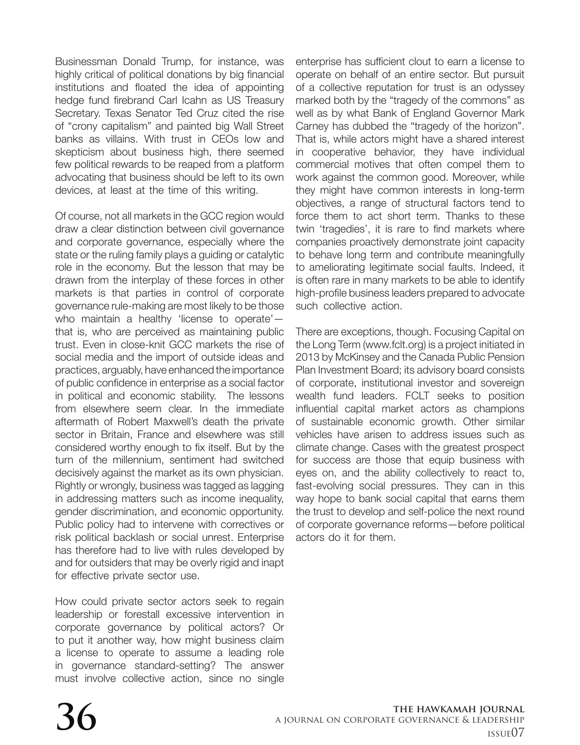Businessman Donald Trump, for instance, was highly critical of political donations by big financial institutions and floated the idea of appointing hedge fund firebrand Carl Icahn as US Treasury Secretary. Texas Senator Ted Cruz cited the rise of "crony capitalism" and painted big Wall Street banks as villains. With trust in CEOs low and skepticism about business high, there seemed few political rewards to be reaped from a platform advocating that business should be left to its own devices, at least at the time of this writing.

Of course, not all markets in the GCC region would draw a clear distinction between civil governance and corporate governance, especially where the state or the ruling family plays a guiding or catalytic role in the economy. But the lesson that may be drawn from the interplay of these forces in other markets is that parties in control of corporate governance rule-making are most likely to be those who maintain a healthy 'license to operate'—that is, who are perceived as maintaining public trust. Even in close-knit GCC markets the rise of social media and the import of outside ideas and practices, arguably, have enhanced the importance of public confidence in enterprise as a social factor in political and economic stability. The lessons from elsewhere seem clear. In the immediate aftermath of Robert Maxwell's death the private sector in Britain, France and elsewhere was still considered worthy enough to fix itself. But by the turn of the millennium, sentiment had switched decisively against the market as its own physician. Rightly or wrongly, business was tagged as lagging in addressing matters such as income inequality, gender discrimination, and economic opportunity. Public policy had to intervene with correctives or risk political backlash or social unrest. Enterprise has therefore had to live with rules developed by and for outsiders that may be overly rigid and inapt for effective private sector use.

How could private sector actors seek to regain leadership or forestall excessive intervention in corporate governance by political actors? Or to put it another way, how might business claim a license to operate to assume a leading role in governance standard-setting? The answer must involve collective action, since no single enterprise has sufficient clout to earn a license to operate on behalf of an entire sector. But pursuit of a collective reputation for trust is an odyssey marked both by the "tragedy of the commons" as well as by what Bank of England Governor Mark Carney has dubbed the "tragedy of the horizon". That is, while actors might have a shared interest in cooperative behavior, they have individual commercial motives that often compel them to work against the common good. Moreover, while they might have common interests in long-term objectives, a range of structural factors tend to force them to act short term. Thanks to these twin 'tragedies', it is rare to find markets where companies proactively demonstrate joint capacity to behave long term and contribute meaningfully to ameliorating legitimate social faults. Indeed, it is often rare in many markets to be able to identify high-profile business leaders prepared to advocate such collective action.

There are exceptions, though. Focusing Capital on the Long Term (www.fclt.org) is a project initiated in 2013 by McKinsey and the Canada Public Pension Plan Investment Board; its advisory board consists of corporate, institutional investor and sovereign wealth fund leaders. FCLT seeks to position influential capital market actors as champions of sustainable economic growth. Other similar vehicles have arisen to address issues such as climate change. Cases with the greatest prospect for success are those that equip business with eyes on, and the ability collectively to react to, fast-evolving social pressures. They can in this way hope to bank social capital that earns them the trust to develop and self-police the next round of corporate governance reforms—before political actors do it for them.